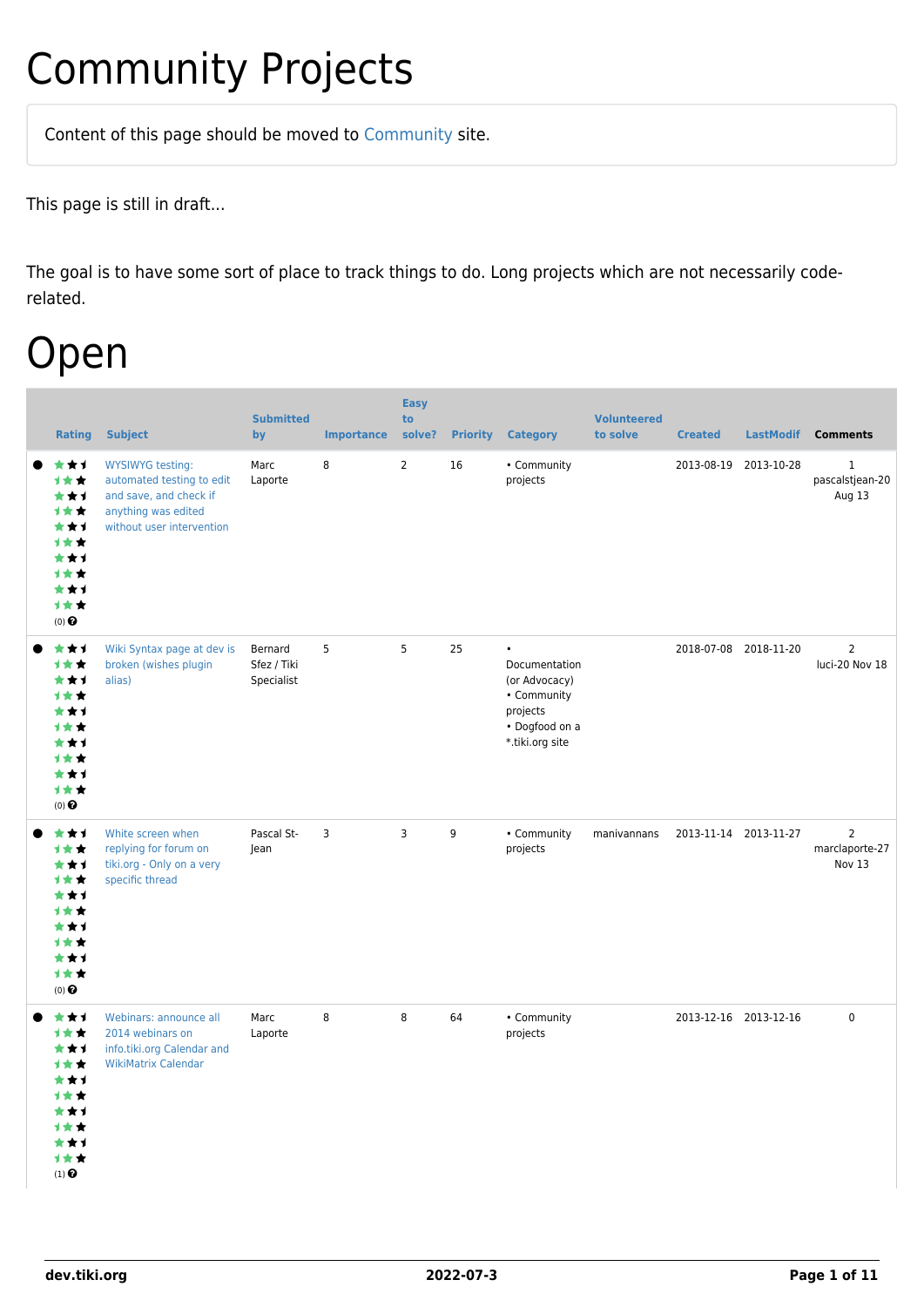# Community Projects

Content of this page should be moved to Community site.

This page is still in draft...

The goal is to have some sort of place to track things to do. Long projects which are not necessarily code-related.

# Open

| Rating | Subject | Submitted by | Importance | Easy to solve? | Priority | Category | Volunteered to solve | Created | LastModif | Comments |
|---|---|---|---|---|---|---|---|---|---|---|
| (0) | WYSIWYG testing: automated testing to edit and save, and check if anything was edited without user intervention | Marc Laporte | 8 | 2 | 16 | • Community projects | | 2013-08-19 | 2013-10-28 | 1 pascalstjean-20 Aug 13 |
| (0) | Wiki Syntax page at dev is broken (wishes plugin alias) | Bernard Sfez / Tiki Specialist | 5 | 5 | 25 | • Documentation (or Advocacy) • Community projects • Dogfood on a *.tiki.org site | | 2018-07-08 | 2018-11-20 | 2 luci-20 Nov 18 |
| (0) | White screen when replying for forum on tiki.org - Only on a very specific thread | Pascal St-Jean | 3 | 3 | 9 | • Community projects | manivannans | 2013-11-14 | 2013-11-27 | 2 marclaporte-27 Nov 13 |
| (1) | Webinars: announce all 2014 webinars on info.tiki.org Calendar and WikiMatrix Calendar | Marc Laporte | 8 | 8 | 64 | • Community projects | | 2013-12-16 | 2013-12-16 | 0 |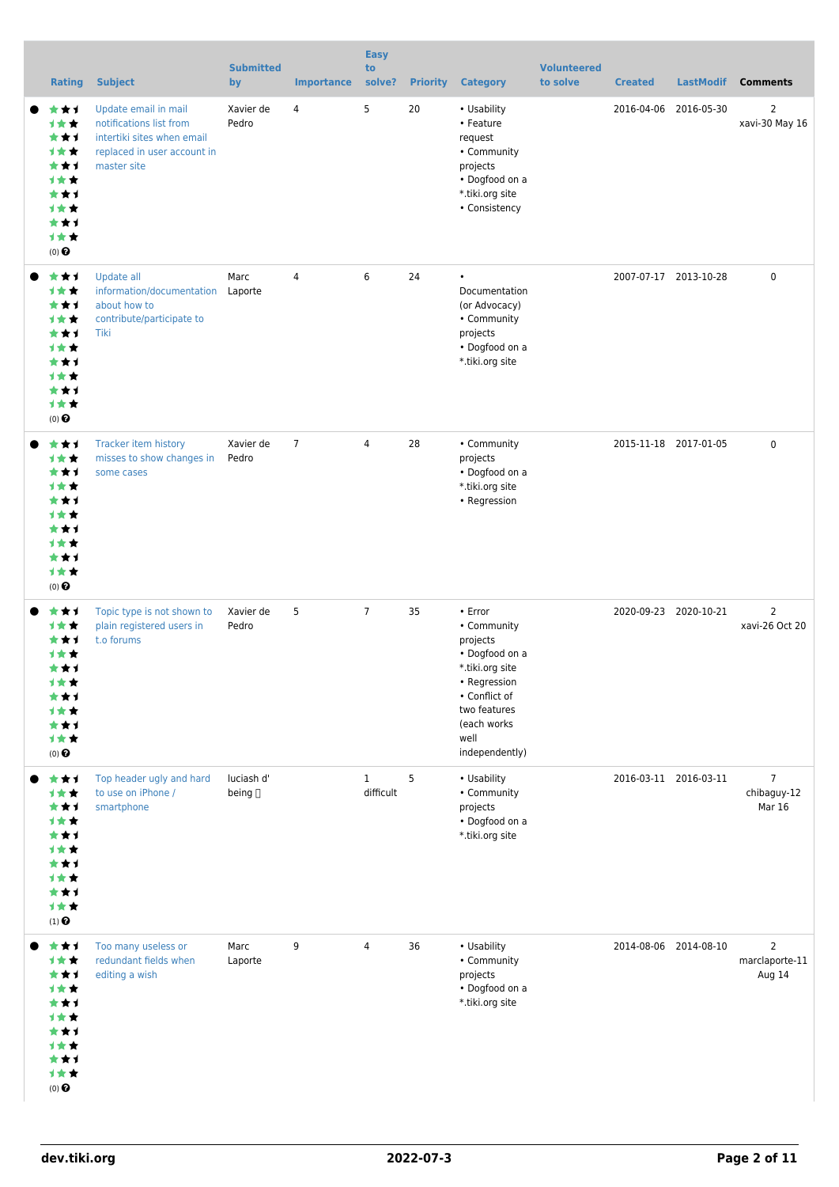| Rating | Subject | Submitted by | Importance | Easy to solve? | Priority | Category | Volunteered to solve | Created | LastModif | Comments |
|---|---|---|---|---|---|---|---|---|---|---|
| (0) | Update email in mail notifications list from intertiki sites when email replaced in user account in master site | Xavier de Pedro | 4 | 5 | 20 | • Usability • Feature request • Community projects • Dogfood on a *.tiki.org site • Consistency | | 2016-04-06 | 2016-05-30 | 2 xavi-30 May 16 |
| (0) | Update all information/documentation about how to contribute/participate to Tiki | Marc Laporte | 4 | 6 | 24 | • Documentation (or Advocacy) • Community projects • Dogfood on a *.tiki.org site | | 2007-07-17 | 2013-10-28 | 0 |
| (0) | Tracker item history misses to show changes in some cases | Xavier de Pedro | 7 | 4 | 28 | • Community projects • Dogfood on a *.tiki.org site • Regression | | 2015-11-18 | 2017-01-05 | 0 |
| (0) | Topic type is not shown to plain registered users in t.o forums | Xavier de Pedro | 5 | 7 | 35 | • Error • Community projects • Dogfood on a *.tiki.org site • Regression • Conflict of two features (each works well independently) | | 2020-09-23 | 2020-10-21 | 2 xavi-26 Oct 20 |
| (1) | Top header ugly and hard to use on iPhone / smartphone | luciash d' being | | 1 difficult | 5 | • Usability • Community projects • Dogfood on a *.tiki.org site | | 2016-03-11 | 2016-03-11 | 7 chibaguy-12 Mar 16 |
| (0) | Too many useless or redundant fields when editing a wish | Marc Laporte | 9 | 4 | 36 | • Usability • Community projects • Dogfood on a *.tiki.org site | | 2014-08-06 | 2014-08-10 | 2 marclaporte-11 Aug 14 |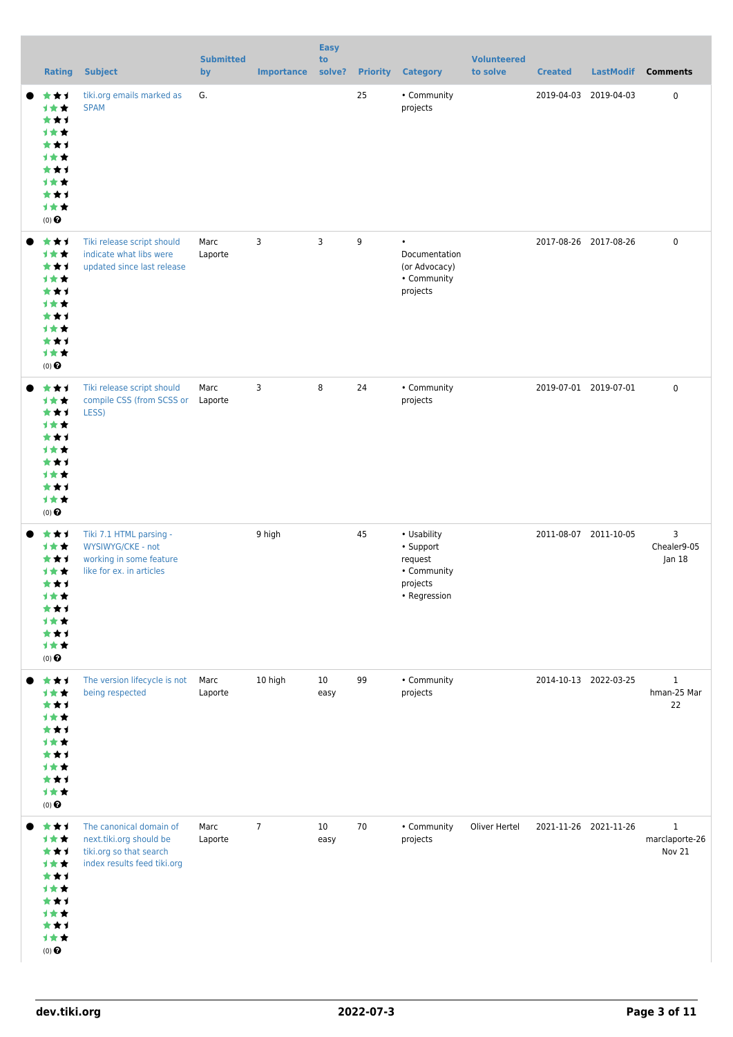| | Rating | Subject | Submitted by | Importance | Easy to solve? | Priority | Category | Volunteered to solve | Created | LastModif | Comments |
|---|---|---|---|---|---|---|---|---|---|---|---|
| ● | (0) | tiki.org emails marked as SPAM | G. | | | 25 | • Community projects | | 2019-04-03 | 2019-04-03 | 0 |
| ● | (0) | Tiki release script should indicate what libs were updated since last release | Marc Laporte | 3 | 3 | 9 | • Documentation (or Advocacy) • Community projects | | 2017-08-26 | 2017-08-26 | 0 |
| ● | (0) | Tiki release script should compile CSS (from SCSS or LESS) | Marc Laporte | 3 | 8 | 24 | • Community projects | | 2019-07-01 | 2019-07-01 | 0 |
| ● | (0) | Tiki 7.1 HTML parsing - WYSIWYG/CKE - not working in some feature like for ex. in articles | | 9 high | | 45 | • Usability • Support request • Community projects • Regression | | 2011-08-07 | 2011-10-05 | 3 Chealer9-05 Jan 18 |
| ● | (0) | The version lifecycle is not being respected | Marc Laporte | 10 high | 10 easy | 99 | • Community projects | | 2014-10-13 | 2022-03-25 | 1 hman-25 Mar 22 |
| ● | (0) | The canonical domain of next.tiki.org should be tiki.org so that search index results feed tiki.org | Marc Laporte | 7 | 10 easy | 70 | • Community projects | Oliver Hertel | 2021-11-26 | 2021-11-26 | 1 marclaporte-26 Nov 21 |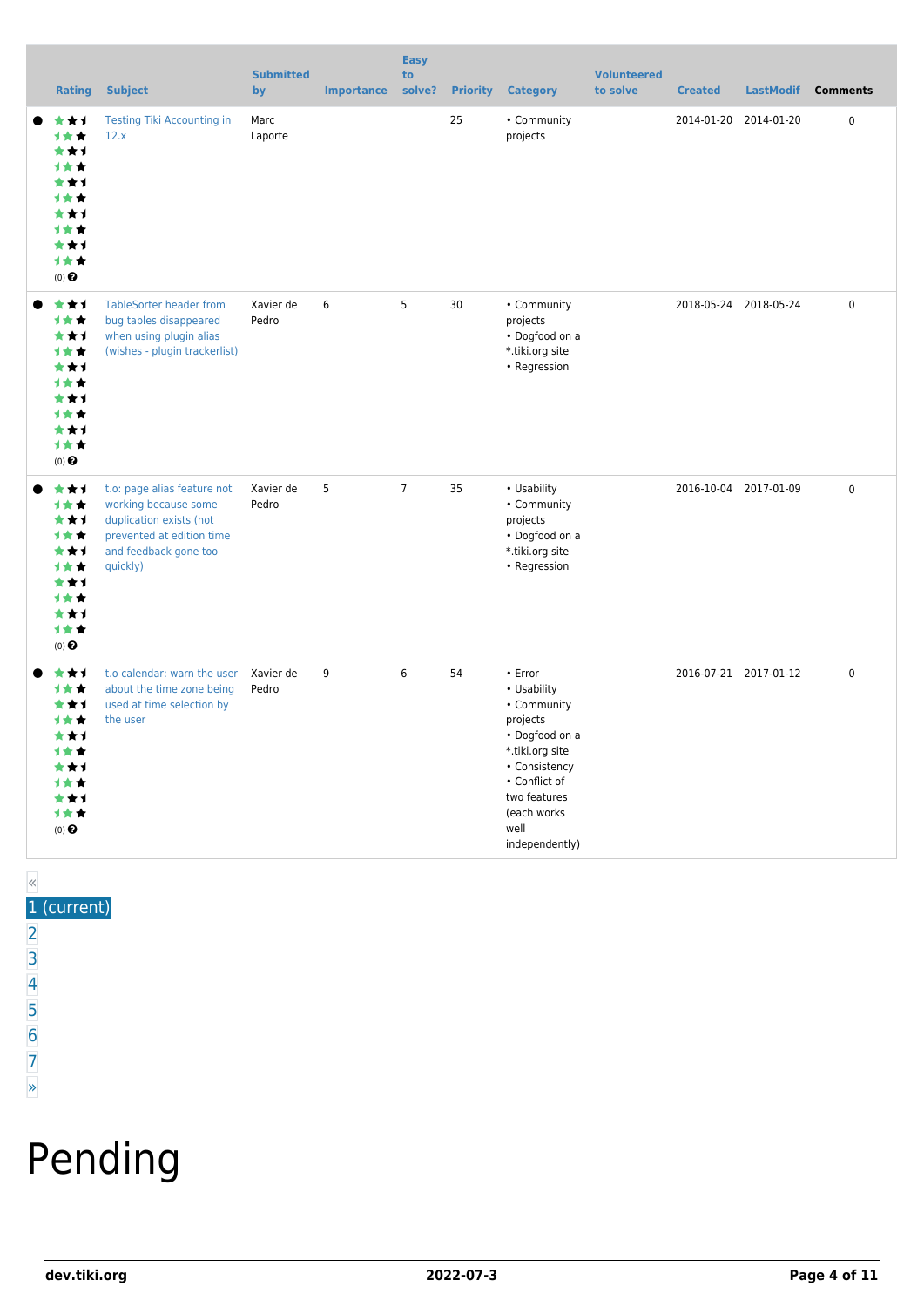| | Rating | Subject | Submitted by | Importance | Easy to solve? | Priority | Category | Volunteered to solve | Created | LastModif | Comments |
|---|---|---|---|---|---|---|---|---|---|---|---|
| ● | (0) | Testing Tiki Accounting in 12.x | Marc Laporte | | | 25 | • Community projects | | 2014-01-20 | 2014-01-20 | 0 |
| ● | (0) | TableSorter header from bug tables disappeared when using plugin alias (wishes - plugin trackerlist) | Xavier de Pedro | 6 | 5 | 30 | • Community projects<br>• Dogfood on a *.tiki.org site<br>• Regression | | 2018-05-24 | 2018-05-24 | 0 |
| ● | (0) | t.o: page alias feature not working because some duplication exists (not prevented at edition time and feedback gone too quickly) | Xavier de Pedro | 5 | 7 | 35 | • Usability<br>• Community projects<br>• Dogfood on a *.tiki.org site<br>• Regression | | 2016-10-04 | 2017-01-09 | 0 |
| ● | (0) | t.o calendar: warn the user about the time zone being used at time selection by the user | Xavier de Pedro | 9 | 6 | 54 | • Error<br>• Usability<br>• Community projects<br>• Dogfood on a *.tiki.org site<br>• Consistency<br>• Conflict of two features (each works well independently) | | 2016-07-21 | 2017-01-12 | 0 |

«
1 (current)
2
3
4
5
6
7
»

# Pending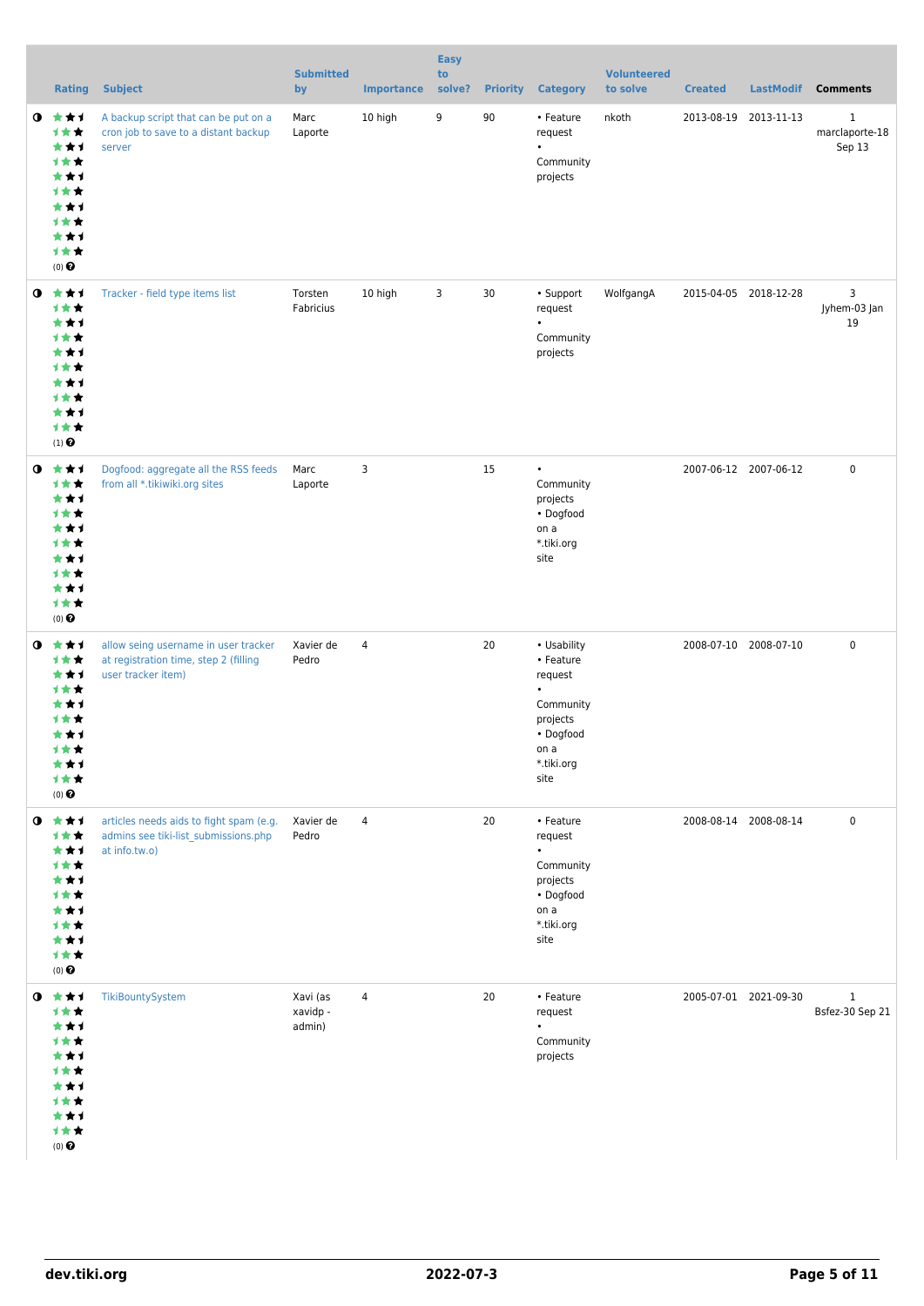| | Rating | Subject | Submitted by | Importance | Easy to solve? | Priority | Category | Volunteered to solve | Created | LastModif | Comments |
|---|---|---|---|---|---|---|---|---|---|---|---|
| | (0) | A backup script that can be put on a cron job to save to a distant backup server | Marc Laporte | 10 high | 9 | 90 | • Feature request • Community projects | nkoth | 2013-08-19 | 2013-11-13 | 1 marclaporte-18 Sep 13 |
| | (1) | Tracker - field type items list | Torsten Fabricius | 10 high | 3 | 30 | • Support request • Community projects | WolfgangA | 2015-04-05 | 2018-12-28 | 3 Jyhem-03 Jan 19 |
| | (0) | Dogfood: aggregate all the RSS feeds from all *.tikiwiki.org sites | Marc Laporte | 3 | | 15 | • Community projects • Dogfood on a *.tiki.org site | | 2007-06-12 | 2007-06-12 | 0 |
| | (0) | allow seing username in user tracker at registration time, step 2 (filling user tracker item) | Xavier de Pedro | 4 | | 20 | • Usability • Feature request • Community projects • Dogfood on a *.tiki.org site | | 2008-07-10 | 2008-07-10 | 0 |
| | (0) | articles needs aids to fight spam (e.g. admins see tiki-list_submissions.php at info.tw.o) | Xavier de Pedro | 4 | | 20 | • Feature request • Community projects • Dogfood on a *.tiki.org site | | 2008-08-14 | 2008-08-14 | 0 |
| | (0) | TikiBountySystem | Xavi (as xavidp - admin) | 4 | | 20 | • Feature request • Community projects | | 2005-07-01 | 2021-09-30 | 1 Bsfez-30 Sep 21 |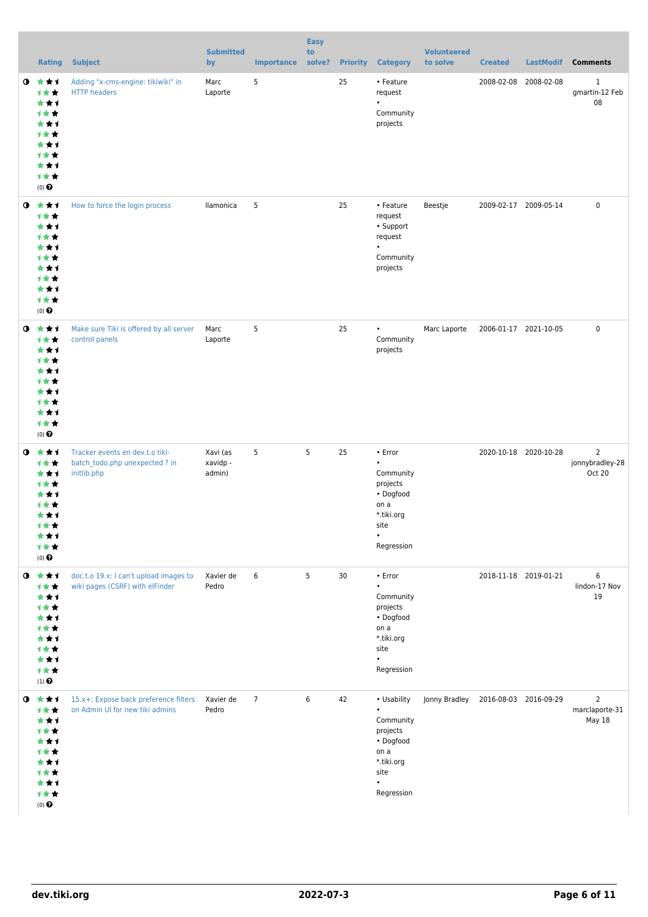| | Rating | Subject | Submitted by | Importance | Easy to solve? | Priority | Category | Volunteered to solve | Created | LastModif | Comments |
|---|---|---|---|---|---|---|---|---|---|---|---|
| ◑ | (0) ❓ | Adding "x-cms-engine: tikiwiki" in HTTP headers | Marc Laporte | 5 | | 25 | • Feature request • Community projects | | 2008-02-08 | 2008-02-08 | 1 gmartin-12 Feb 08 |
| ◑ | (0) ❓ | How to force the login process | llamonica | 5 | | 25 | • Feature request • Support request • Community projects | Beestje | 2009-02-17 | 2009-05-14 | 0 |
| ◑ | (0) ❓ | Make sure Tiki is offered by all server control panels | Marc Laporte | 5 | | 25 | • Community projects | Marc Laporte | 2006-01-17 | 2021-10-05 | 0 |
| ◑ | (0) ❓ | Tracker events en dev.t.o tiki-batch_todo.php unexpected ? in initlib.php | Xavi (as xavidp - admin) | 5 | 5 | 25 | • Error • Community projects • Dogfood on a *.tiki.org site • Regression | | 2020-10-18 | 2020-10-28 | 2 jonnybradley-28 Oct 20 |
| ◑ | (1) ❓ | doc.t.o 19.x: I can't upload images to wiki pages (CSRF) with elFinder | Xavier de Pedro | 6 | 5 | 30 | • Error • Community projects • Dogfood on a *.tiki.org site • Regression | | 2018-11-18 | 2019-01-21 | 6 lindon-17 Nov 19 |
| ◑ | (0) ❓ | 15.x+: Expose back preference filters on Admin UI for new tiki admins | Xavier de Pedro | 7 | 6 | 42 | • Usability • Community projects • Dogfood on a *.tiki.org site • Regression | Jonny Bradley | 2016-08-03 | 2016-09-29 | 2 marclaporte-31 May 18 |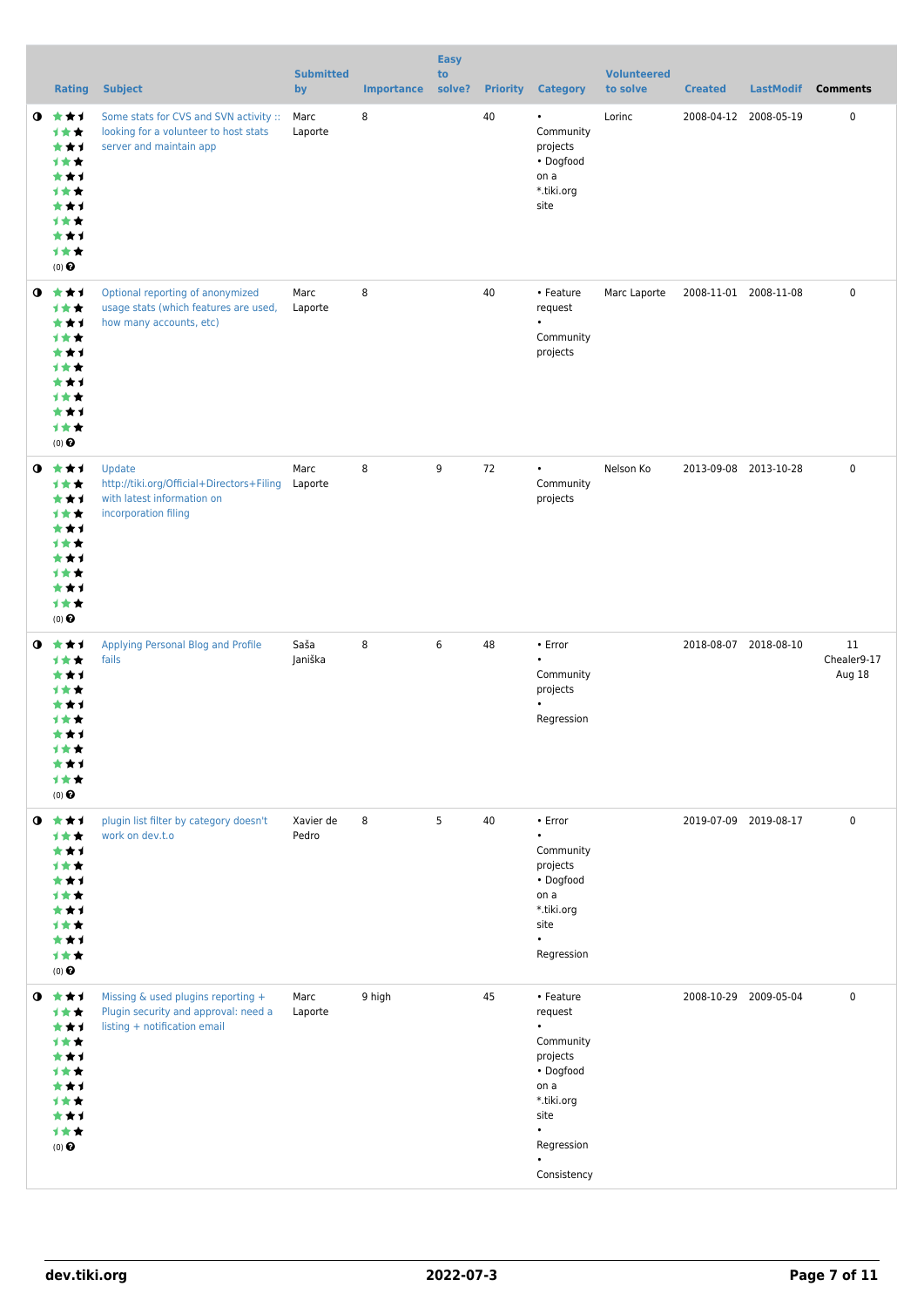| | Rating | Subject | Submitted by | Importance | Easy to solve? | Priority | Category | Volunteered to solve | Created | LastModif | Comments |
|---|---|---|---|---|---|---|---|---|---|---|---|
| ◑ | (0) | Some stats for CVS and SVN activity :: looking for a volunteer to host stats server and maintain app | Marc Laporte | 8 | | 40 | • Community projects • Dogfood on a *.tiki.org site | Lorinc | 2008-04-12 | 2008-05-19 | 0 |
| ◑ | (0) | Optional reporting of anonymized usage stats (which features are used, how many accounts, etc) | Marc Laporte | 8 | | 40 | • Feature request • Community projects | Marc Laporte | 2008-11-01 | 2008-11-08 | 0 |
| ◑ | (0) | Update http://tiki.org/Official+Directors+Filing with latest information on incorporation filing | Marc Laporte | 8 | 9 | 72 | • Community projects | Nelson Ko | 2013-09-08 | 2013-10-28 | 0 |
| ◑ | (0) | Applying Personal Blog and Profile fails | Saša Janiška | 8 | 6 | 48 | • Error • Community projects • Regression | | 2018-08-07 | 2018-08-10 | 11 Chealer9-17 Aug 18 |
| ◑ | (0) | plugin list filter by category doesn't work on dev.t.o | Xavier de Pedro | 8 | 5 | 40 | • Error • Community projects • Dogfood on a *.tiki.org site • Regression | | 2019-07-09 | 2019-08-17 | 0 |
| ◑ | (0) | Missing & used plugins reporting + Plugin security and approval: need a listing + notification email | Marc Laporte | 9 high | | 45 | • Feature request • Community projects • Dogfood on a *.tiki.org site • Regression • Consistency | | 2008-10-29 | 2009-05-04 | 0 |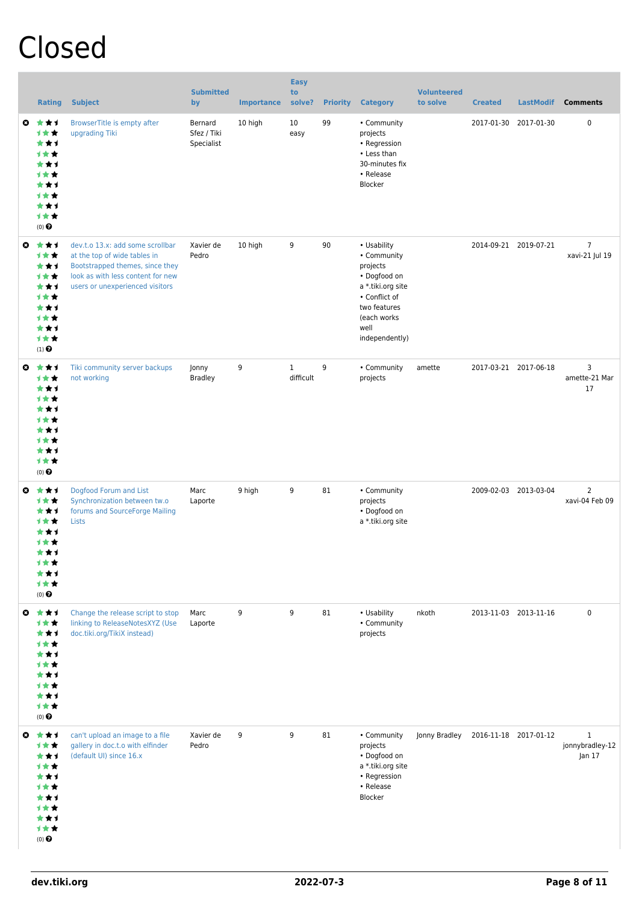# Closed

| | Rating | Subject | Submitted by | Importance | Easy to solve? | Priority | Category | Volunteered to solve | Created | LastModif | Comments |
|---|---|---|---|---|---|---|---|---|---|---|---|
| | (0) | BrowserTitle is empty after upgrading Tiki | Bernard Sfez / Tiki Specialist | 10 high | 10 easy | 99 | • Community projects • Regression • Less than 30-minutes fix • Release Blocker | | 2017-01-30 | 2017-01-30 | 0 |
| | (1) | dev.t.o 13.x: add some scrollbar at the top of wide tables in Bootstrapped themes, since they look as with less content for new users or unexperienced visitors | Xavier de Pedro | 10 high | 9 | 90 | • Usability • Community projects • Dogfood on a *.tiki.org site • Conflict of two features (each works well independently) | | 2014-09-21 | 2019-07-21 | 7 xavi-21 Jul 19 |
| | (0) | Tiki community server backups not working | Jonny Bradley | 9 | 1 difficult | 9 | • Community projects | amette | 2017-03-21 | 2017-06-18 | 3 amette-21 Mar 17 |
| | (0) | Dogfood Forum and List Synchronization between tw.o forums and SourceForge Mailing Lists | Marc Laporte | 9 high | 9 | 81 | • Community projects • Dogfood on a *.tiki.org site | | 2009-02-03 | 2013-03-04 | 2 xavi-04 Feb 09 |
| | (0) | Change the release script to stop linking to ReleaseNotesXYZ (Use doc.tiki.org/TikiX instead) | Marc Laporte | 9 | 9 | 81 | • Usability • Community projects | nkoth | 2013-11-03 | 2013-11-16 | 0 |
| | (0) | can't upload an image to a file gallery in doc.t.o with elfinder (default UI) since 16.x | Xavier de Pedro | 9 | 9 | 81 | • Community projects • Dogfood on a *.tiki.org site • Regression • Release Blocker | Jonny Bradley | 2016-11-18 | 2017-01-12 | 1 jonnybradley-12 Jan 17 |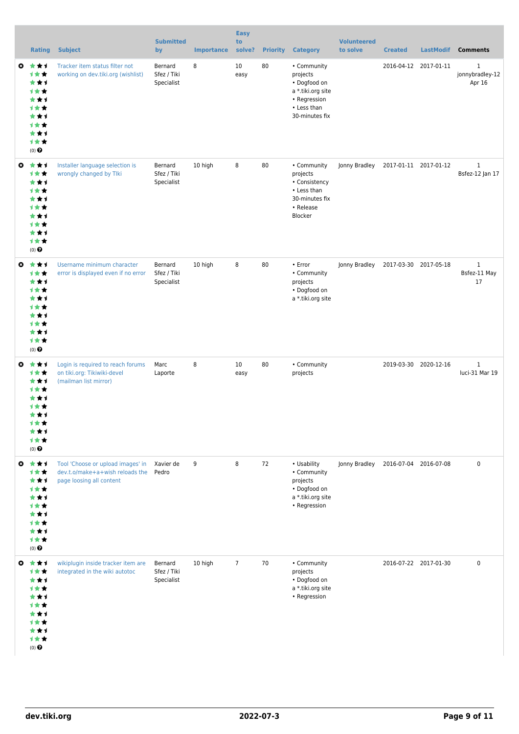|  | Rating | Subject | Submitted by | Importance | Easy to solve? | Priority | Category | Volunteered to solve | Created | LastModif | Comments |
|---|---|---|---|---|---|---|---|---|---|---|---|
|  | (0) | Tracker item status filter not working on dev.tiki.org (wishlist) | Bernard Sfez / Tiki Specialist | 8 | 10 easy | 80 | • Community projects<br>• Dogfood on a *.tiki.org site<br>• Regression<br>• Less than 30-minutes fix |  | 2016-04-12 | 2017-01-11 | 1<br>jonnybradley-12 Apr 16 |
|  | (0) | Installer language selection is wrongly changed by TIki | Bernard Sfez / Tiki Specialist | 10 high | 8 | 80 | • Community projects<br>• Consistency<br>• Less than 30-minutes fix<br>• Release Blocker | Jonny Bradley | 2017-01-11 | 2017-01-12 | 1<br>Bsfez-12 Jan 17 |
|  | (0) | Username minimum character error is displayed even if no error | Bernard Sfez / Tiki Specialist | 10 high | 8 | 80 | • Error<br>• Community projects<br>• Dogfood on a *.tiki.org site | Jonny Bradley | 2017-03-30 | 2017-05-18 | 1<br>Bsfez-11 May 17 |
|  | (0) | Login is required to reach forums on tiki.org: Tikiwiki-devel (mailman list mirror) | Marc Laporte | 8 | 10 easy | 80 | • Community projects |  | 2019-03-30 | 2020-12-16 | 1<br>luci-31 Mar 19 |
|  | (0) | Tool 'Choose or upload images' in dev.t.o/make+a+wish reloads the page loosing all content | Xavier de Pedro | 9 | 8 | 72 | • Usability<br>• Community projects<br>• Dogfood on a *.tiki.org site<br>• Regression | Jonny Bradley | 2016-07-04 | 2016-07-08 | 0 |
|  | (0) | wikiplugin inside tracker item are integrated in the wiki autotoc | Bernard Sfez / Tiki Specialist | 10 high | 7 | 70 | • Community projects<br>• Dogfood on a *.tiki.org site<br>• Regression |  | 2016-07-22 | 2017-01-30 | 0 |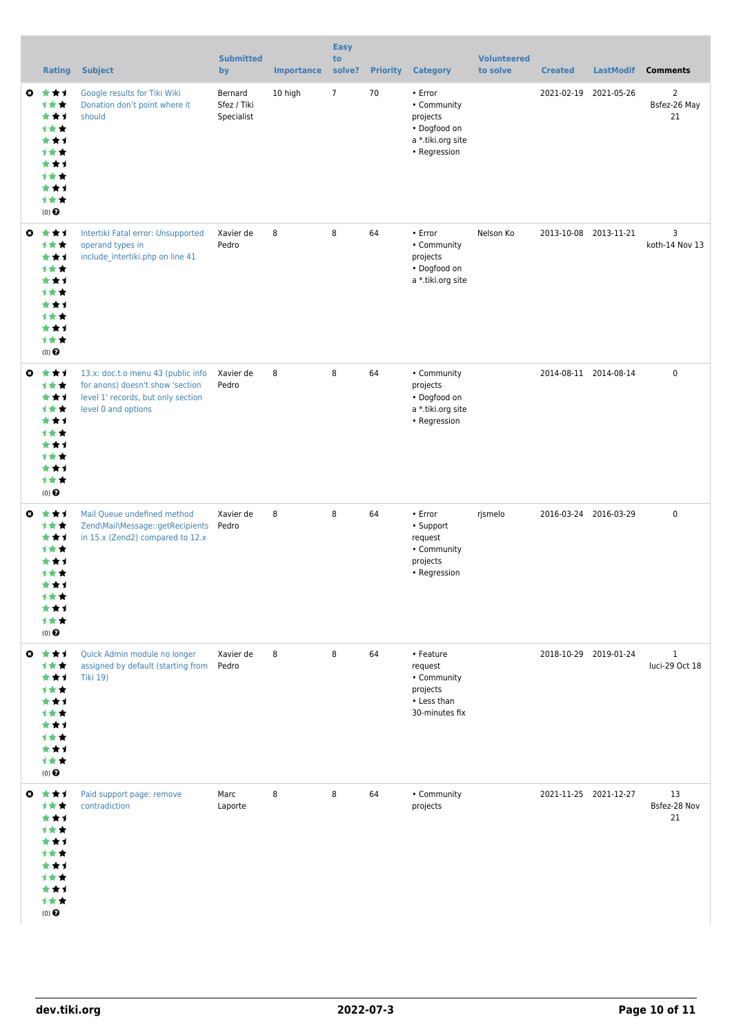|  | Rating | Subject | Submitted by | Importance | Easy to solve? | Priority | Category | Volunteered to solve | Created | LastModif | Comments |
|---|---|---|---|---|---|---|---|---|---|---|---|
|  | (0) | Google results for Tiki Wiki Donation don't point where it should | Bernard Sfez / Tiki Specialist | 10 high | 7 | 70 | • Error • Community projects • Dogfood on a *.tiki.org site • Regression |  | 2021-02-19 | 2021-05-26 | 2 Bsfez-26 May 21 |
|  | (0) | Intertiki Fatal error: Unsupported operand types in include_intertiki.php on line 41 | Xavier de Pedro | 8 | 8 | 64 | • Error • Community projects • Dogfood on a *.tiki.org site | Nelson Ko | 2013-10-08 | 2013-11-21 | 3 koth-14 Nov 13 |
|  | (0) | 13.x: doc.t.o menu 43 (public info for anons) doesn't show 'section level 1' records, but only section level 0 and options | Xavier de Pedro | 8 | 8 | 64 | • Community projects • Dogfood on a *.tiki.org site • Regression |  | 2014-08-11 | 2014-08-14 | 0 |
|  | (0) | Mail Queue undefined method Zend\Mail\Message::getRecipients in 15.x (Zend2) compared to 12.x | Xavier de Pedro | 8 | 8 | 64 | • Error • Support request • Community projects • Regression | rjsmelo | 2016-03-24 | 2016-03-29 | 0 |
|  | (0) | Quick Admin module no longer assigned by default (starting from Tiki 19) | Xavier de Pedro | 8 | 8 | 64 | • Feature request • Community projects • Less than 30-minutes fix |  | 2018-10-29 | 2019-01-24 | 1 luci-29 Oct 18 |
|  | (0) | Paid support page: remove contradiction | Marc Laporte | 8 | 8 | 64 | • Community projects |  | 2021-11-25 | 2021-12-27 | 13 Bsfez-28 Nov 21 |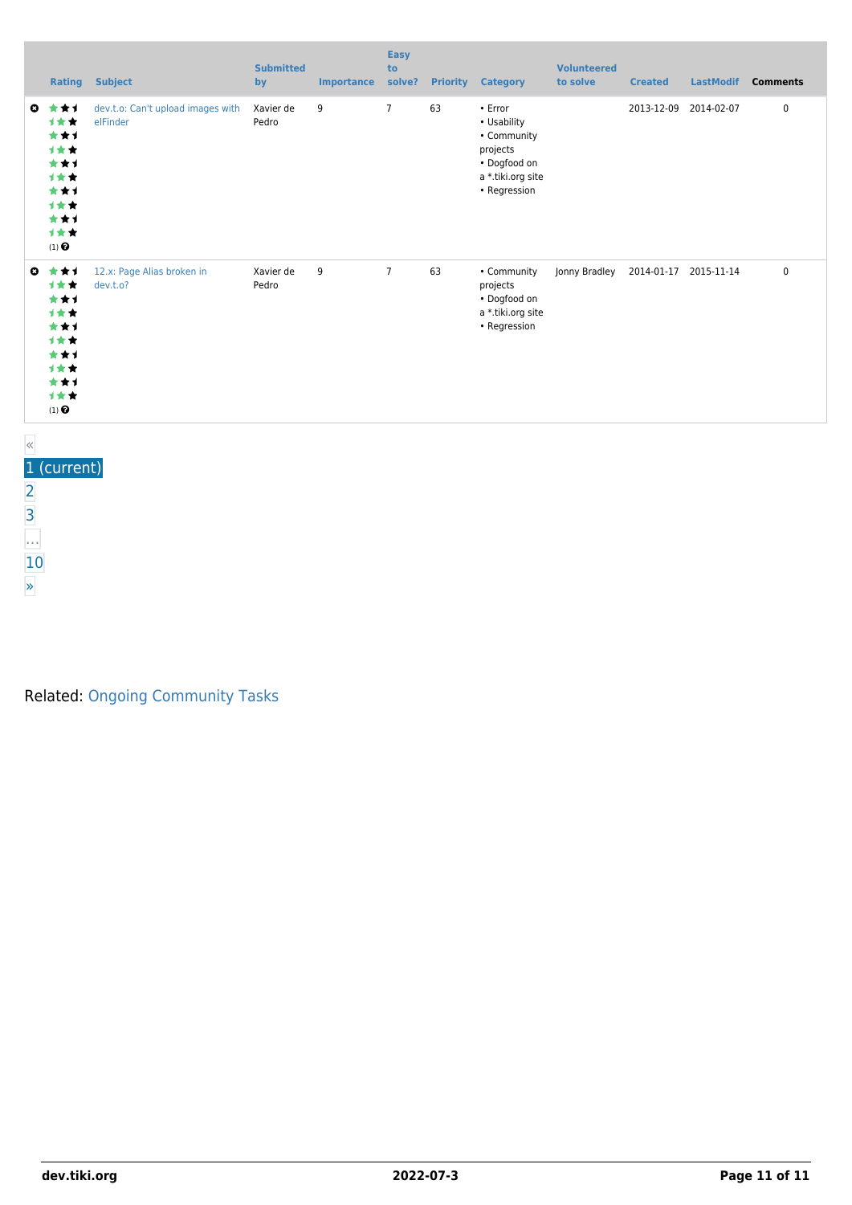| | Rating | Subject | Submitted by | Importance | Easy to solve? | Priority | Category | Volunteered to solve | Created | LastModif | Comments |
|---|---|---|---|---|---|---|---|---|---|---|---|
| | (1) | dev.t.o: Can't upload images with elFinder | Xavier de Pedro | 9 | 7 | 63 | • Error • Usability • Community projects • Dogfood on a *.tiki.org site • Regression | | 2013-12-09 | 2014-02-07 | 0 |
| | (1) | 12.x: Page Alias broken in dev.t.o? | Xavier de Pedro | 9 | 7 | 63 | • Community projects • Dogfood on a *.tiki.org site • Regression | Jonny Bradley | 2014-01-17 | 2015-11-14 | 0 |

«
1 (current)
2
3
...
10
»

Related: Ongoing Community Tasks